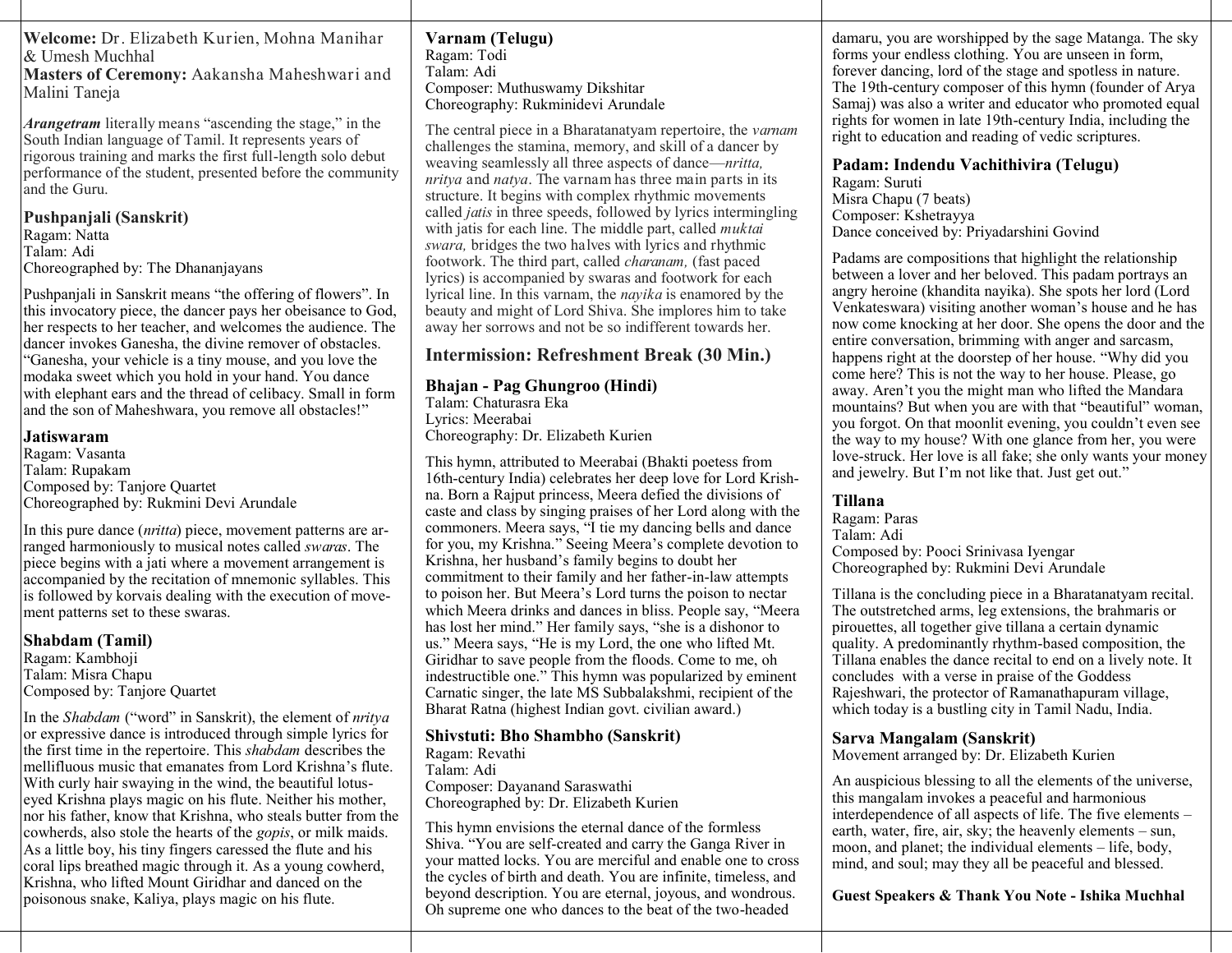**Welcome:** Dr. Elizabeth Kurien, Mohna Manihar & Umesh Muchhal
**Masters of Ceremony:** Aakansha Maheshwari and Malini Taneja

***Arangetram*** literally means "ascending the stage," in the South Indian language of Tamil. It represents years of rigorous training and marks the first full-length solo debut performance of the student, presented before the community and the Guru.

### Pushpanjali (Sanskrit)

Ragam: Natta
Talam: Adi
Choreographed by: The Dhananjayans

Pushpanjali in Sanskrit means "the offering of flowers". In this invocatory piece, the dancer pays her obeisance to God, her respects to her teacher, and welcomes the audience. The dancer invokes Ganesha, the divine remover of obstacles. "Ganesha, your vehicle is a tiny mouse, and you love the modaka sweet which you hold in your hand. You dance with elephant ears and the thread of celibacy. Small in form and the son of Maheshwara, you remove all obstacles!"

### Jatiswaram

Ragam: Vasanta
Talam: Rupakam
Composed by: Tanjore Quartet
Choreographed by: Rukmini Devi Arundale

In this pure dance (*nritta*) piece, movement patterns are arranged harmoniously to musical notes called *swaras*. The piece begins with a jati where a movement arrangement is accompanied by the recitation of mnemonic syllables. This is followed by korvais dealing with the execution of movement patterns set to these swaras.

### Shabdam (Tamil)

Ragam: Kambhoji
Talam: Misra Chapu
Composed by: Tanjore Quartet

In the *Shabdam* ("word" in Sanskrit), the element of *nritya* or expressive dance is introduced through simple lyrics for the first time in the repertoire. This *shabdam* describes the mellifluous music that emanates from Lord Krishna's flute. With curly hair swaying in the wind, the beautiful lotus-eyed Krishna plays magic on his flute. Neither his mother, nor his father, know that Krishna, who steals butter from the cowherds, also stole the hearts of the *gopis*, or milk maids. As a little boy, his tiny fingers caressed the flute and his coral lips breathed magic through it. As a young cowherd, Krishna, who lifted Mount Giridhar and danced on the poisonous snake, Kaliya, plays magic on his flute.

### Varnam (Telugu)

Ragam: Todi
Talam: Adi
Composer: Muthuswamy Dikshitar
Choreography: Rukminidevi Arundale

The central piece in a Bharatanatyam repertoire, the *varnam* challenges the stamina, memory, and skill of a dancer by weaving seamlessly all three aspects of dance—*nritta, nritya* and *natya*. The varnam has three main parts in its structure. It begins with complex rhythmic movements called *jatis* in three speeds, followed by lyrics intermingling with jatis for each line. The middle part, called *muktai swara,* bridges the two halves with lyrics and rhythmic footwork. The third part, called *charanam,* (fast paced lyrics) is accompanied by swaras and footwork for each lyrical line. In this varnam, the *nayika* is enamored by the beauty and might of Lord Shiva. She implores him to take away her sorrows and not be so indifferent towards her.

## Intermission: Refreshment Break (30 Min.)

### Bhajan - Pag Ghungroo (Hindi)

Talam: Chaturasra Eka
Lyrics: Meerabai
Choreography: Dr. Elizabeth Kurien

This hymn, attributed to Meerabai (Bhakti poetess from 16th-century India) celebrates her deep love for Lord Krishna. Born a Rajput princess, Meera defied the divisions of caste and class by singing praises of her Lord along with the commoners. Meera says, "I tie my dancing bells and dance for you, my Krishna." Seeing Meera's complete devotion to Krishna, her husband's family begins to doubt her commitment to their family and her father-in-law attempts to poison her. But Meera's Lord turns the poison to nectar which Meera drinks and dances in bliss. People say, "Meera has lost her mind." Her family says, "she is a dishonor to us." Meera says, "He is my Lord, the one who lifted Mt. Giridhar to save people from the floods. Come to me, oh indestructible one." This hymn was popularized by eminent Carnatic singer, the late MS Subbalakshmi, recipient of the Bharat Ratna (highest Indian govt. civilian award.)

### Shivstuti: Bho Shambho (Sanskrit)

Ragam: Revathi
Talam: Adi
Composer: Dayanand Saraswathi
Choreographed by: Dr. Elizabeth Kurien

This hymn envisions the eternal dance of the formless Shiva. "You are self-created and carry the Ganga River in your matted locks. You are merciful and enable one to cross the cycles of birth and death. You are infinite, timeless, and beyond description. You are eternal, joyous, and wondrous. Oh supreme one who dances to the beat of the two-headed damaru, you are worshipped by the sage Matanga. The sky forms your endless clothing. You are unseen in form, forever dancing, lord of the stage and spotless in nature. The 19th-century composer of this hymn (founder of Arya Samaj) was also a writer and educator who promoted equal rights for women in late 19th-century India, including the right to education and reading of vedic scriptures.

### Padam: Indendu Vachithivira (Telugu)

Ragam: Suruti
Misra Chapu (7 beats)
Composer: Kshetrayya
Dance conceived by: Priyadarshini Govind

Padams are compositions that highlight the relationship between a lover and her beloved. This padam portrays an angry heroine (khandita nayika). She spots her lord (Lord Venkateswara) visiting another woman's house and he has now come knocking at her door. She opens the door and the entire conversation, brimming with anger and sarcasm, happens right at the doorstep of her house. "Why did you come here? This is not the way to her house. Please, go away. Aren't you the might man who lifted the Mandara mountains? But when you are with that "beautiful" woman, you forgot. On that moonlit evening, you couldn't even see the way to my house? With one glance from her, you were love-struck. Her love is all fake; she only wants your money and jewelry. But I'm not like that. Just get out."

### Tillana

Ragam: Paras
Talam: Adi
Composed by: Pooci Srinivasa Iyengar
Choreographed by: Rukmini Devi Arundale

Tillana is the concluding piece in a Bharatanatyam recital. The outstretched arms, leg extensions, the brahmaris or pirouettes, all together give tillana a certain dynamic quality. A predominantly rhythm-based composition, the Tillana enables the dance recital to end on a lively note. It concludes with a verse in praise of the Goddess Rajeshwari, the protector of Ramanathapuram village, which today is a bustling city in Tamil Nadu, India.

### Sarva Mangalam (Sanskrit)

Movement arranged by: Dr. Elizabeth Kurien

An auspicious blessing to all the elements of the universe, this mangalam invokes a peaceful and harmonious interdependence of all aspects of life. The five elements – earth, water, fire, air, sky; the heavenly elements – sun, moon, and planet; the individual elements – life, body, mind, and soul; may they all be peaceful and blessed.

**Guest Speakers & Thank You Note - Ishika Muchhal**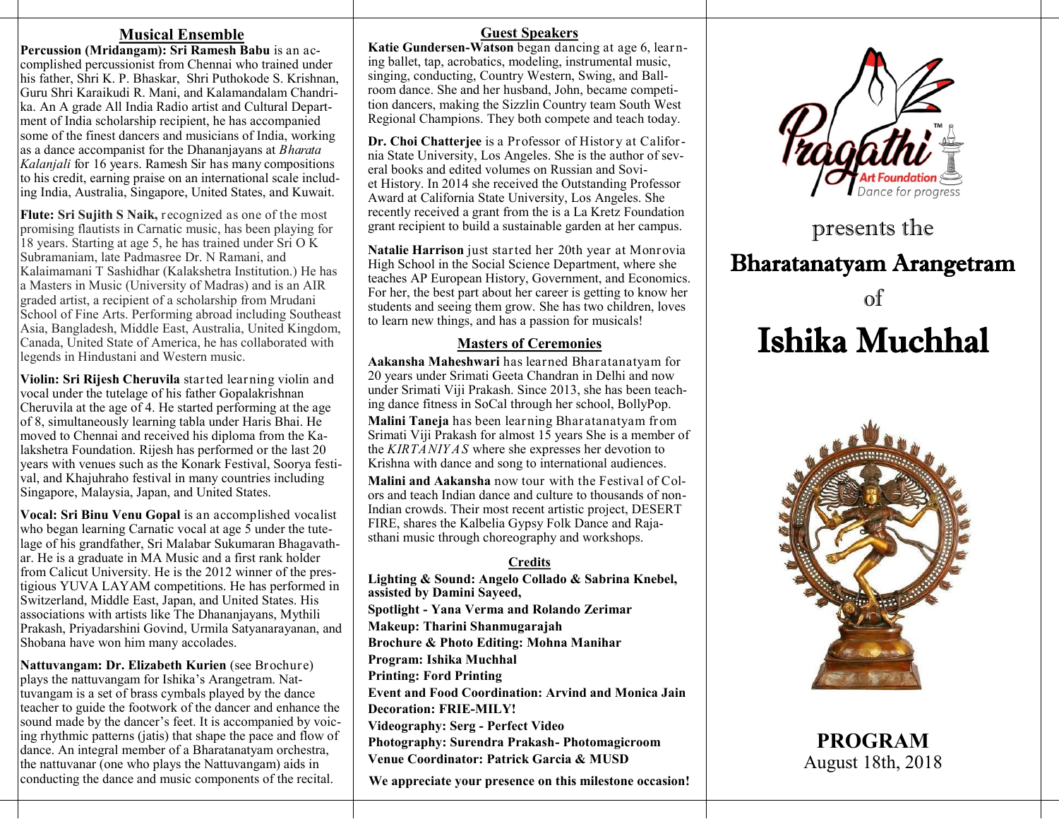## Musical Ensemble

**Percussion (Mridangam): Sri Ramesh Babu** is an accomplished percussionist from Chennai who trained under his father, Shri K. P. Bhaskar, Shri Puthokode S. Krishnan, Guru Shri Karaikudi R. Mani, and Kalamandalam Chandrika. An A grade All India Radio artist and Cultural Department of India scholarship recipient, he has accompanied some of the finest dancers and musicians of India, working as a dance accompanist for the Dhananjayans at *Bharata Kalanjali* for 16 years. Ramesh Sir has many compositions to his credit, earning praise on an international scale including India, Australia, Singapore, United States, and Kuwait.

**Flute: Sri Sujith S Naik,** recognized as one of the most promising flautists in Carnatic music, has been playing for 18 years. Starting at age 5, he has trained under Sri O K Subramaniam, late Padmasree Dr. N Ramani, and Kalaimamani T Sashidhar (Kalakshetra Institution.) He has a Masters in Music (University of Madras) and is an AIR graded artist, a recipient of a scholarship from Mrudani School of Fine Arts. Performing abroad including Southeast Asia, Bangladesh, Middle East, Australia, United Kingdom, Canada, United State of America, he has collaborated with legends in Hindustani and Western music.

**Violin: Sri Rijesh Cheruvila** started learning violin and vocal under the tutelage of his father Gopalakrishnan Cheruvila at the age of 4. He started performing at the age of 8, simultaneously learning tabla under Haris Bhai. He moved to Chennai and received his diploma from the Kalakshetra Foundation. Rijesh has performed or the last 20 years with venues such as the Konark Festival, Soorya festival, and Khajuhraho festival in many countries including Singapore, Malaysia, Japan, and United States.

**Vocal: Sri Binu Venu Gopal** is an accomplished vocalist who began learning Carnatic vocal at age 5 under the tutelage of his grandfather, Sri Malabar Sukumaran Bhagavathar. He is a graduate in MA Music and a first rank holder from Calicut University. He is the 2012 winner of the prestigious YUVA LAYAM competitions. He has performed in Switzerland, Middle East, Japan, and United States. His associations with artists like The Dhananjayans, Mythili Prakash, Priyadarshini Govind, Urmila Satyanarayanan, and Shobana have won him many accolades.

**Nattuvangam: Dr. Elizabeth Kurien** (see Brochure) plays the nattuvangam for Ishika's Arangetram. Nattuvangam is a set of brass cymbals played by the dance teacher to guide the footwork of the dancer and enhance the sound made by the dancer's feet. It is accompanied by voicing rhythmic patterns (jatis) that shape the pace and flow of dance. An integral member of a Bharatanatyam orchestra, the nattuvanar (one who plays the Nattuvangam) aids in conducting the dance and music components of the recital.

## Guest Speakers

**Katie Gundersen-Watson** began dancing at age 6, learning ballet, tap, acrobatics, modeling, instrumental music, singing, conducting, Country Western, Swing, and Ballroom dance. She and her husband, John, became competition dancers, making the Sizzlin Country team South West Regional Champions. They both compete and teach today.

**Dr. Choi Chatterjee** is a Professor of History at California State University, Los Angeles. She is the author of several books and edited volumes on Russian and Soviet History. In 2014 she received the Outstanding Professor Award at California State University, Los Angeles. She recently received a grant from the is a La Kretz Foundation grant recipient to build a sustainable garden at her campus.

**Natalie Harrison** just started her 20th year at Monrovia High School in the Social Science Department, where she teaches AP European History, Government, and Economics. For her, the best part about her career is getting to know her students and seeing them grow. She has two children, loves to learn new things, and has a passion for musicals!

## Masters of Ceremonies

**Aakansha Maheshwari** has learned Bharatanatyam for 20 years under Srimati Geeta Chandran in Delhi and now under Srimati Viji Prakash. Since 2013, she has been teaching dance fitness in SoCal through her school, BollyPop.

**Malini Taneja** has been learning Bharatanatyam from Srimati Viji Prakash for almost 15 years She is a member of the *KIRTANIYAS* where she expresses her devotion to Krishna with dance and song to international audiences.

**Malini and Aakansha** now tour with the Festival of Colors and teach Indian dance and culture to thousands of non-Indian crowds. Their most recent artistic project, DESERT FIRE, shares the Kalbelia Gypsy Folk Dance and Rajasthani music through choreography and workshops.

## Credits

**Lighting & Sound: Angelo Collado & Sabrina Knebel, assisted by Damini Sayeed,**
**Spotlight - Yana Verma and Rolando Zerimar**
**Makeup: Tharini Shanmugarajah**
**Brochure & Photo Editing: Mohna Manihar**
**Program: Ishika Muchhal**
**Printing: Ford Printing**
**Event and Food Coordination: Arvind and Monica Jain**
**Decoration: FRIE-MILY!**
**Videography: Serg - Perfect Video**
**Photography: Surendra Prakash- Photomagicroom**
**Venue Coordinator: Patrick Garcia & MUSD**

**We appreciate your presence on this milestone occasion!**

Pragathi™ Art Foundation
Dance for progress

presents the

# Bharatanatyam Arangetram

of

# Ishika Muchhal

**PROGRAM**
August 18th, 2018